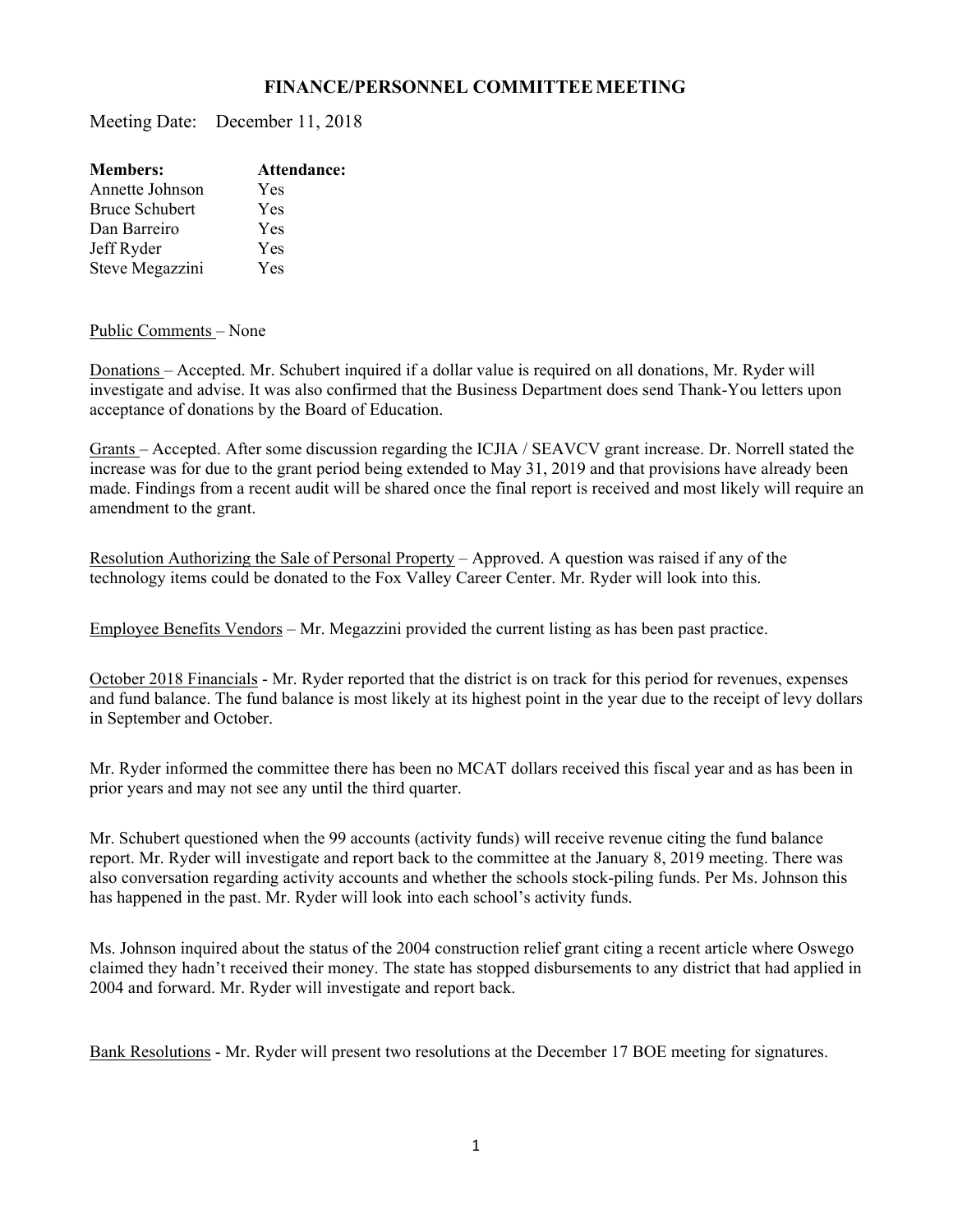# FINANCE/PERSONNEL COMMITTEE MEETING

Meeting Date: December 11, 2018

| **Members:** | **Attendance:** |
|---|---|
| Annette Johnson | Yes |
| Bruce Schubert | Yes |
| Dan Barreiro | Yes |
| Jeff Ryder | Yes |
| Steve Megazzini | Yes |

Public Comments – None

Donations – Accepted. Mr. Schubert inquired if a dollar value is required on all donations, Mr. Ryder will investigate and advise. It was also confirmed that the Business Department does send Thank-You letters upon acceptance of donations by the Board of Education.

Grants – Accepted. After some discussion regarding the ICJIA / SEAVCV grant increase. Dr. Norrell stated the increase was for due to the grant period being extended to May 31, 2019 and that provisions have already been made. Findings from a recent audit will be shared once the final report is received and most likely will require an amendment to the grant.

Resolution Authorizing the Sale of Personal Property – Approved. A question was raised if any of the technology items could be donated to the Fox Valley Career Center. Mr. Ryder will look into this.

Employee Benefits Vendors – Mr. Megazzini provided the current listing as has been past practice.

October 2018 Financials - Mr. Ryder reported that the district is on track for this period for revenues, expenses and fund balance. The fund balance is most likely at its highest point in the year due to the receipt of levy dollars in September and October.

Mr. Ryder informed the committee there has been no MCAT dollars received this fiscal year and as has been in prior years and may not see any until the third quarter.

Mr. Schubert questioned when the 99 accounts (activity funds) will receive revenue citing the fund balance report. Mr. Ryder will investigate and report back to the committee at the January 8, 2019 meeting. There was also conversation regarding activity accounts and whether the schools stock-piling funds. Per Ms. Johnson this has happened in the past. Mr. Ryder will look into each school's activity funds.

Ms. Johnson inquired about the status of the 2004 construction relief grant citing a recent article where Oswego claimed they hadn't received their money. The state has stopped disbursements to any district that had applied in 2004 and forward. Mr. Ryder will investigate and report back.

Bank Resolutions - Mr. Ryder will present two resolutions at the December 17 BOE meeting for signatures.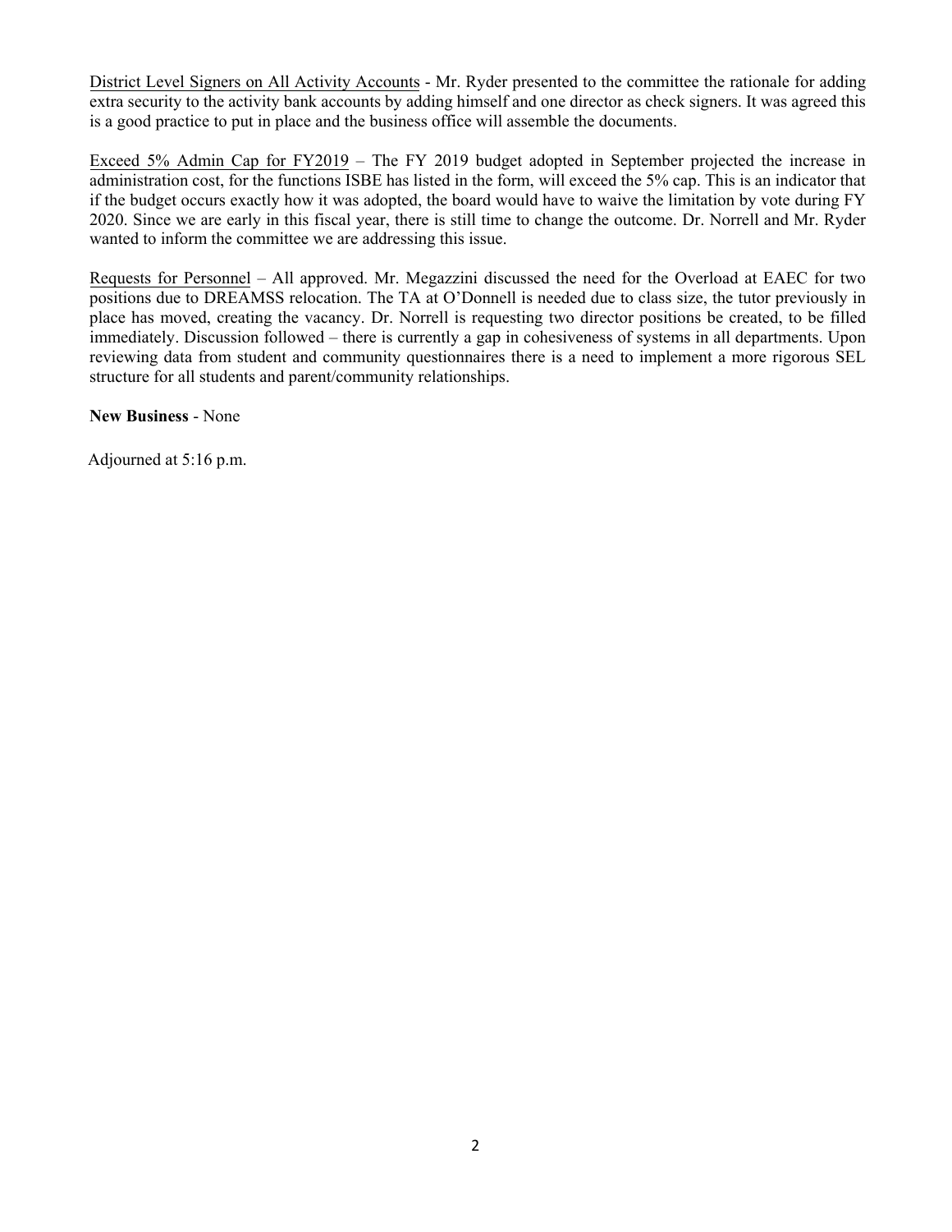District Level Signers on All Activity Accounts - Mr. Ryder presented to the committee the rationale for adding extra security to the activity bank accounts by adding himself and one director as check signers. It was agreed this is a good practice to put in place and the business office will assemble the documents.

Exceed 5% Admin Cap for FY2019 – The FY 2019 budget adopted in September projected the increase in administration cost, for the functions ISBE has listed in the form, will exceed the 5% cap. This is an indicator that if the budget occurs exactly how it was adopted, the board would have to waive the limitation by vote during FY 2020. Since we are early in this fiscal year, there is still time to change the outcome. Dr. Norrell and Mr. Ryder wanted to inform the committee we are addressing this issue.

Requests for Personnel – All approved. Mr. Megazzini discussed the need for the Overload at EAEC for two positions due to DREAMSS relocation. The TA at O'Donnell is needed due to class size, the tutor previously in place has moved, creating the vacancy. Dr. Norrell is requesting two director positions be created, to be filled immediately. Discussion followed – there is currently a gap in cohesiveness of systems in all departments. Upon reviewing data from student and community questionnaires there is a need to implement a more rigorous SEL structure for all students and parent/community relationships.

**New Business** - None

Adjourned at 5:16 p.m.